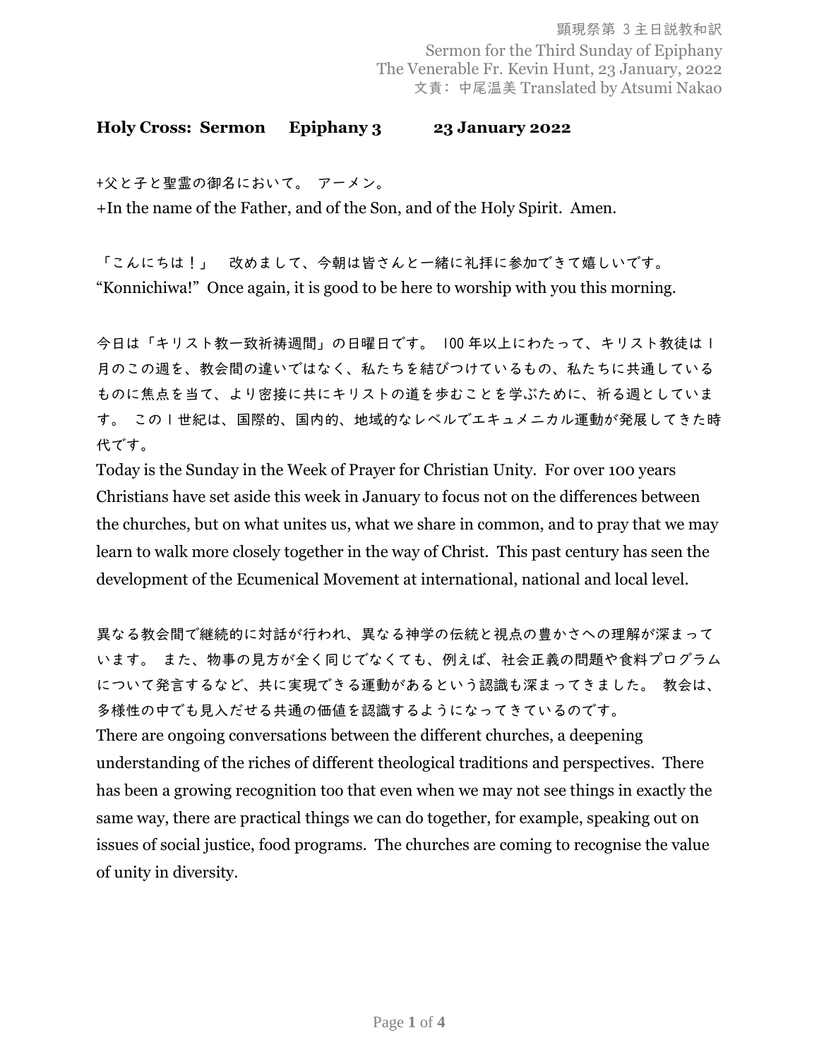顕現祭第 3 主日説教和訳
Sermon for the Third Sunday of Epiphany
The Venerable Fr. Kevin Hunt, 23 January, 2022
文責：中尾温美 Translated by Atsumi Nakao

**Holy Cross: Sermon  Epiphany 3  23 January 2022**

+父と子と聖霊の御名において。 アーメン。
+In the name of the Father, and of the Son, and of the Holy Spirit. Amen.

「こんにちは！」 改めまして、今朝は皆さんと一緒に礼拝に参加できて嬉しいです。
“Konnichiwa!” Once again, it is good to be here to worship with you this morning.

今日は「キリスト教一致祈祷週間」の日曜日です。 100 年以上にわたって、キリスト教徒は 1 月のこの週を、教会間の違いではなく、私たちを結びつけているもの、私たちに共通しているものに焦点を当て、より密接に共にキリストの道を歩むことを学ぶために、祈る週としています。 この 1 世紀は、国際的、国内的、地域的なレベルでエキュメニカル運動が発展してきた時代です。
Today is the Sunday in the Week of Prayer for Christian Unity. For over 100 years Christians have set aside this week in January to focus not on the differences between the churches, but on what unites us, what we share in common, and to pray that we may learn to walk more closely together in the way of Christ. This past century has seen the development of the Ecumenical Movement at international, national and local level.

異なる教会間で継続的に対話が行われ、異なる神学の伝統と視点の豊かさへの理解が深まっています。 また、物事の見方が全く同じでなくても、例えば、社会正義の問題や食料プログラムについて発言するなど、共に実現できる運動があるという認識も深まってきました。 教会は、多様性の中でも見入だせる共通の価値を認識するようになってきているのです。
There are ongoing conversations between the different churches, a deepening understanding of the riches of different theological traditions and perspectives. There has been a growing recognition too that even when we may not see things in exactly the same way, there are practical things we can do together, for example, speaking out on issues of social justice, food programs. The churches are coming to recognise the value of unity in diversity.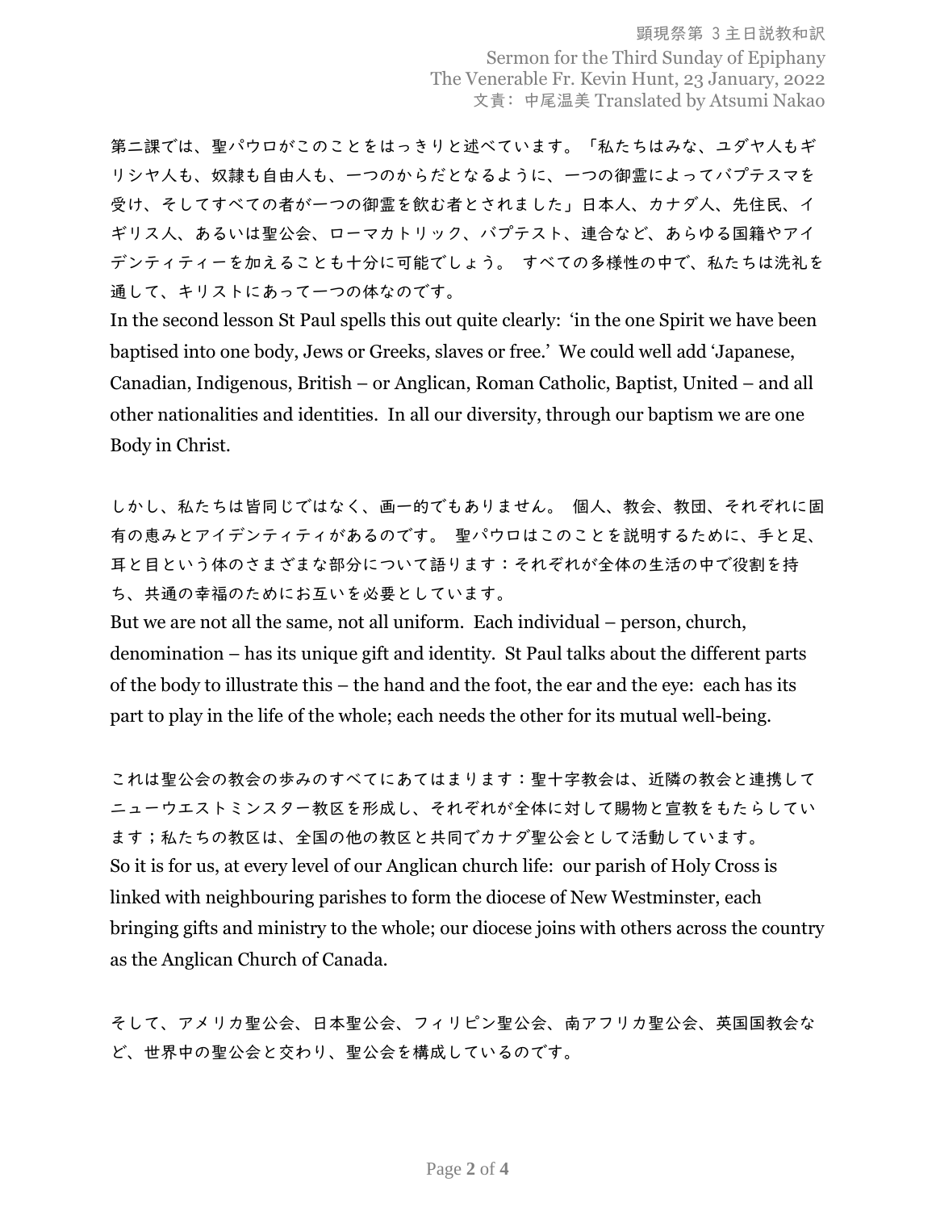第二課では、聖パウロがこのことをはっきりと述べています。「私たちはみな、ユダヤ人もギリシヤ人も、奴隷も自由人も、一つのからだとなるように、一つの御霊によってバプテスマを受け、そしてすべての者が一つの御霊を飲む者とされました」日本人、カナダ人、先住民、イギリス人、あるいは聖公会、ローマカトリック、バプテスト、連合など、あらゆる国籍やアイデンティティーを加えることも十分に可能でしょう。 すべての多様性の中で、私たちは洗礼を通して、キリストにあって一つの体なのです。

In the second lesson St Paul spells this out quite clearly: 'in the one Spirit we have been baptised into one body, Jews or Greeks, slaves or free.' We could well add 'Japanese, Canadian, Indigenous, British – or Anglican, Roman Catholic, Baptist, United – and all other nationalities and identities. In all our diversity, through our baptism we are one Body in Christ.

しかし、私たちは皆同じではなく、画一的でもありません。 個人、教会、教団、それぞれに固有の恵みとアイデンティティがあるのです。 聖パウロはこのことを説明するために、手と足、耳と目という体のさまざまな部分について語ります：それぞれが全体の生活の中で役割を持ち、共通の幸福のためにお互いを必要としています。

But we are not all the same, not all uniform. Each individual – person, church, denomination – has its unique gift and identity. St Paul talks about the different parts of the body to illustrate this – the hand and the foot, the ear and the eye: each has its part to play in the life of the whole; each needs the other for its mutual well-being.

これは聖公会の教会の歩みのすべてにあてはまります：聖十字教会は、近隣の教会と連携してニューウエストミンスター教区を形成し、それぞれが全体に対して賜物と宣教をもたらしています；私たちの教区は、全国の他の教区と共同でカナダ聖公会として活動しています。

So it is for us, at every level of our Anglican church life: our parish of Holy Cross is linked with neighbouring parishes to form the diocese of New Westminster, each bringing gifts and ministry to the whole; our diocese joins with others across the country as the Anglican Church of Canada.

そして、アメリカ聖公会、日本聖公会、フィリピン聖公会、南アフリカ聖公会、英国国教会など、世界中の聖公会と交わり、聖公会を構成しているのです。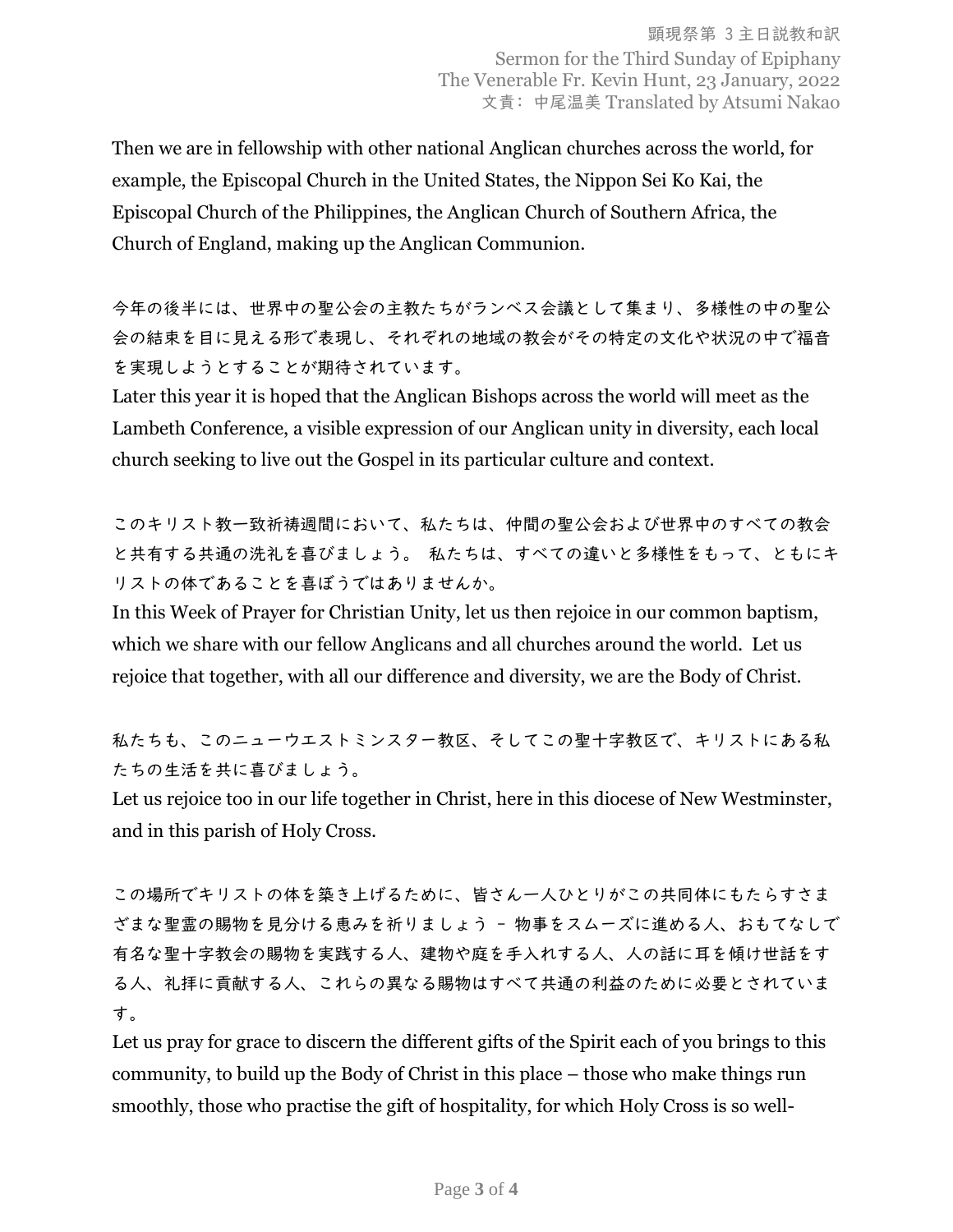Then we are in fellowship with other national Anglican churches across the world, for example, the Episcopal Church in the United States, the Nippon Sei Ko Kai, the Episcopal Church of the Philippines, the Anglican Church of Southern Africa, the Church of England, making up the Anglican Communion.

今年の後半には、世界中の聖公会の主教たちがランベス会議として集まり、多様性の中の聖公会の結束を目に見える形で表現し、それぞれの地域の教会がその特定の文化や状況の中で福音を実現しようとすることが期待されています。
Later this year it is hoped that the Anglican Bishops across the world will meet as the Lambeth Conference, a visible expression of our Anglican unity in diversity, each local church seeking to live out the Gospel in its particular culture and context.

このキリスト教一致祈祷週間において、私たちは、仲間の聖公会および世界中のすべての教会と共有する共通の洗礼を喜びましょう。 私たちは、すべての違いと多様性をもって、ともにキリストの体であることを喜ぼうではありませんか。
In this Week of Prayer for Christian Unity, let us then rejoice in our common baptism, which we share with our fellow Anglicans and all churches around the world. Let us rejoice that together, with all our difference and diversity, we are the Body of Christ.

私たちも、このニューウエストミンスター教区、そしてこの聖十字教区で、キリストにある私たちの生活を共に喜びましょう。
Let us rejoice too in our life together in Christ, here in this diocese of New Westminster, and in this parish of Holy Cross.

この場所でキリストの体を築き上げるために、皆さん一人ひとりがこの共同体にもたらすさまざまな聖霊の賜物を見分ける恵みを祈りましょう – 物事をスムーズに進める人、おもてなしで有名な聖十字教会の賜物を実践する人、建物や庭を手入れする人、人の話に耳を傾け世話をする人、礼拝に貢献する人、これらの異なる賜物はすべて共通の利益のために必要とされています。
Let us pray for grace to discern the different gifts of the Spirit each of you brings to this community, to build up the Body of Christ in this place – those who make things run smoothly, those who practise the gift of hospitality, for which Holy Cross is so well-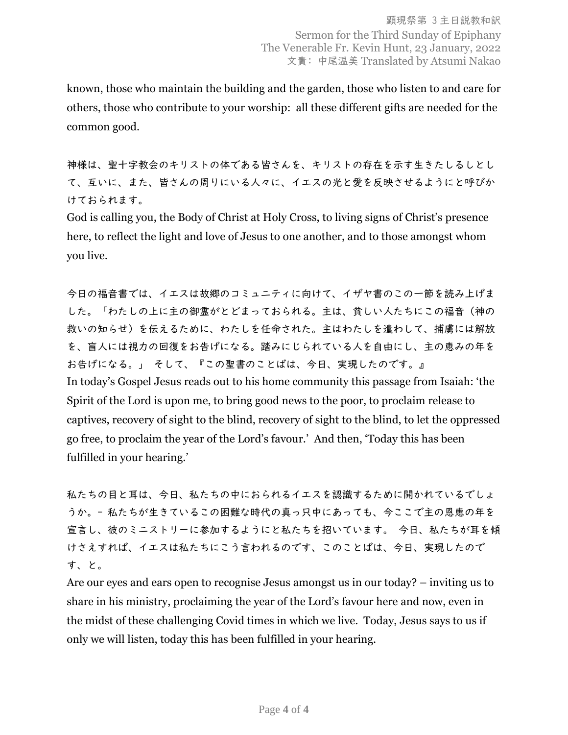known, those who maintain the building and the garden, those who listen to and care for others, those who contribute to your worship: all these different gifts are needed for the common good.

神様は、聖十字教会のキリストの体である皆さんを、キリストの存在を示す生きたしるしとして、互いに、また、皆さんの周りにいる人々に、イエスの光と愛を反映させるようにと呼びかけておられます。
God is calling you, the Body of Christ at Holy Cross, to living signs of Christ's presence here, to reflect the light and love of Jesus to one another, and to those amongst whom you live.

今日の福音書では、イエスは故郷のコミュニティに向けて、イザヤ書のこの一節を読み上げました。「わたしの上に主の御霊がとどまっておられる。主は、貧しい人たちにこの福音（神の救いの知らせ）を伝えるために、わたしを任命された。主はわたしを遣わして、捕虜には解放を、盲人には視力の回復をお告げになる。踏みにじられている人を自由にし、主の恵みの年をお告げになる。」 そして、『この聖書のことばは、今日、実現したのです。』
In today's Gospel Jesus reads out to his home community this passage from Isaiah: 'the Spirit of the Lord is upon me, to bring good news to the poor, to proclaim release to captives, recovery of sight to the blind, recovery of sight to the blind, to let the oppressed go free, to proclaim the year of the Lord's favour.' And then, 'Today this has been fulfilled in your hearing.'

私たちの目と耳は、今日、私たちの中におられるイエスを認識するために開かれているでしょうか。– 私たちが生きているこの困難な時代の真っ只中にあっても、今ここで主の恩恵の年を宣言し、彼のミニストリーに参加するようにと私たちを招いています。 今日、私たちが耳を傾けさえすれば、イエスは私たちにこう言われるのです、このことばは、今日、実現したのです、と。
Are our eyes and ears open to recognise Jesus amongst us in our today? – inviting us to share in his ministry, proclaiming the year of the Lord's favour here and now, even in the midst of these challenging Covid times in which we live. Today, Jesus says to us if only we will listen, today this has been fulfilled in your hearing.